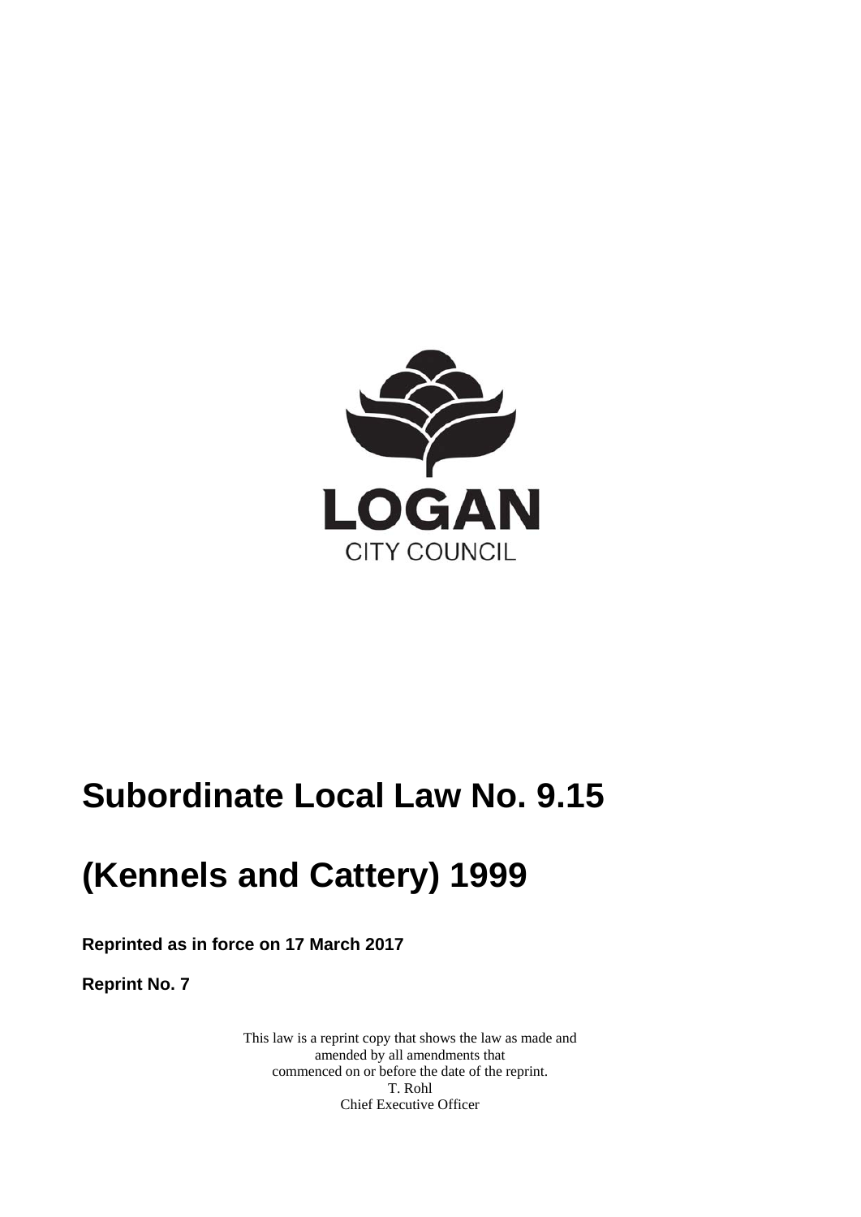LOGAN

CITY COUNCIL

# Subordinate Local Law No. 9.15

# (Kennels and Cattery) 1999

**Reprinted as in force on 17 March 2017**

**Reprint No. 7**

This law is a reprint copy that shows the law as made and amended by all amendments that commenced on or before the date of the reprint.
T. Rohl
Chief Executive Officer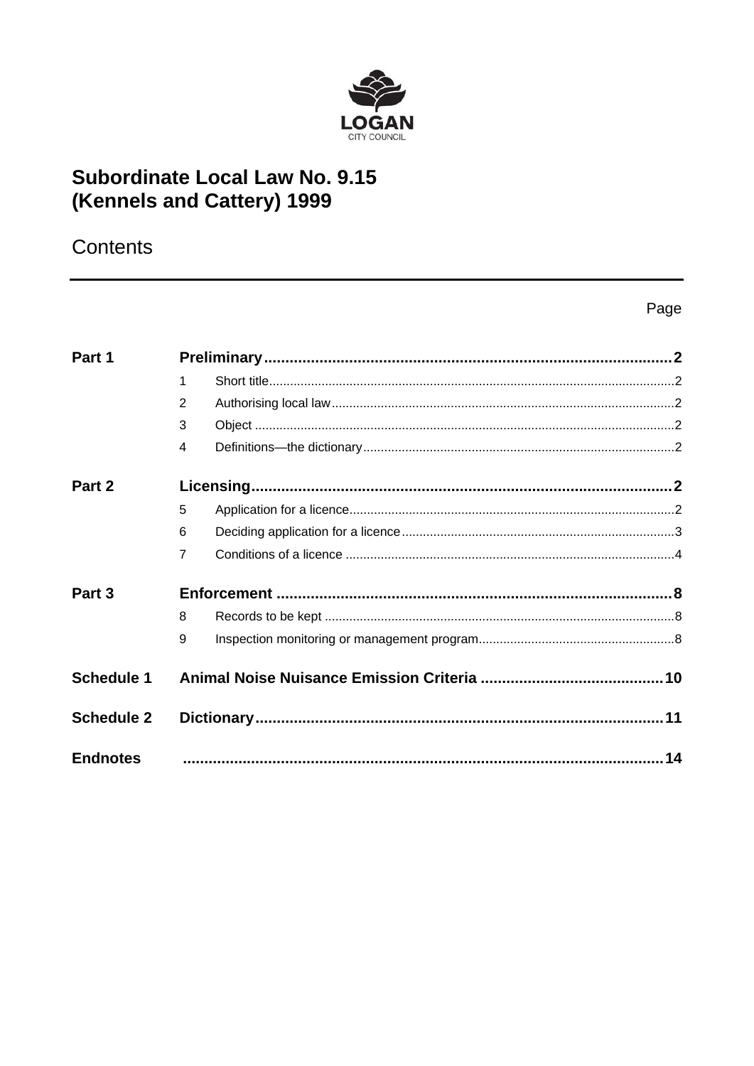LOGAN
CITY COUNCIL

# Subordinate Local Law No. 9.15 (Kennels and Cattery) 1999

## Contents

| | | Page |
|---|---|---|
| **Part 1** | **Preliminary** | **2** |
| | 1 Short title | 2 |
| | 2 Authorising local law | 2 |
| | 3 Object | 2 |
| | 4 Definitions—the dictionary | 2 |
| **Part 2** | **Licensing** | **2** |
| | 5 Application for a licence | 2 |
| | 6 Deciding application for a licence | 3 |
| | 7 Conditions of a licence | 4 |
| **Part 3** | **Enforcement** | **8** |
| | 8 Records to be kept | 8 |
| | 9 Inspection monitoring or management program | 8 |
| **Schedule 1** | **Animal Noise Nuisance Emission Criteria** | **10** |
| **Schedule 2** | **Dictionary** | **11** |
| **Endnotes** | | **14** |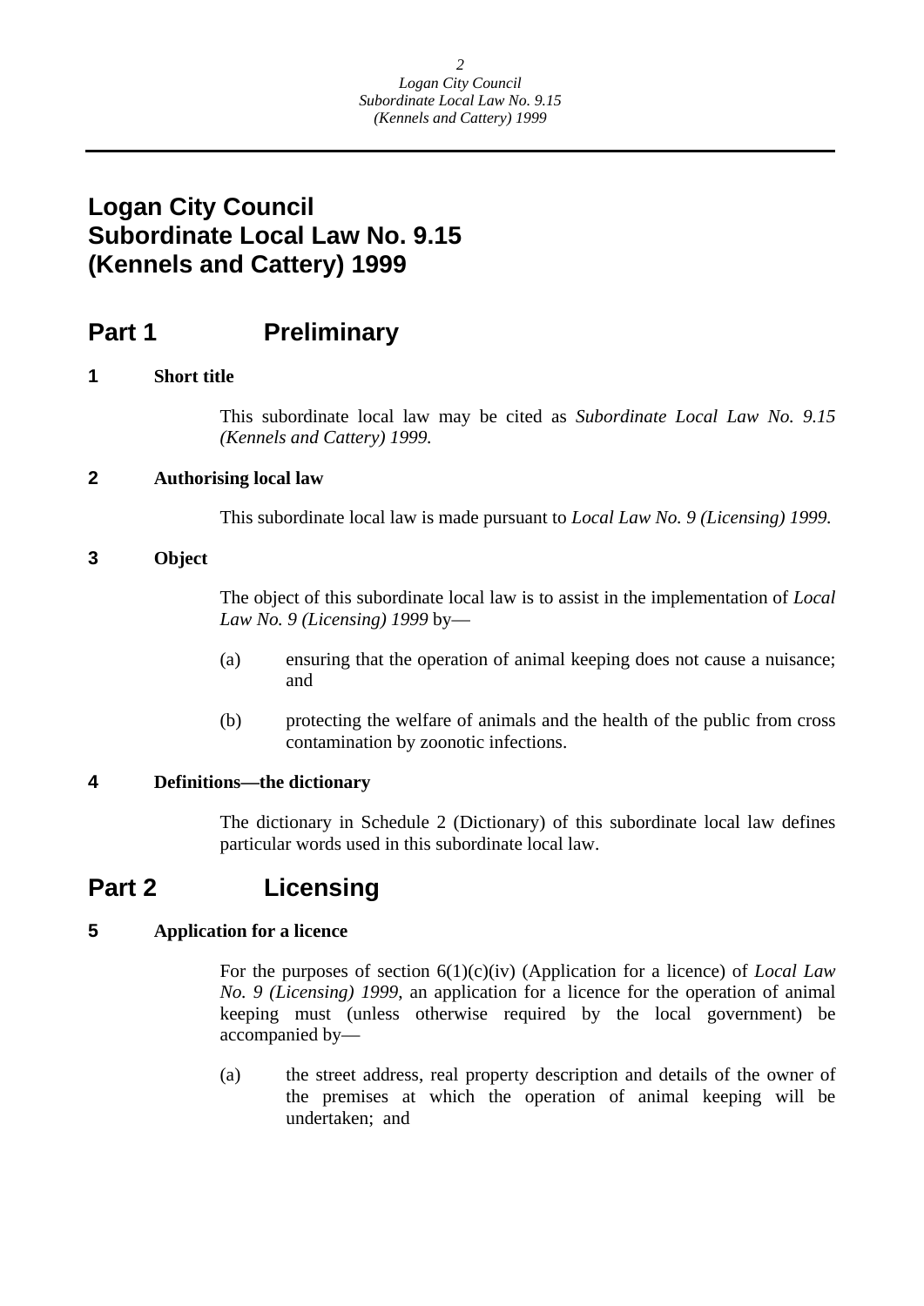# Logan City Council Subordinate Local Law No. 9.15 (Kennels and Cattery) 1999

## Part 1 Preliminary

### 1 Short title

This subordinate local law may be cited as *Subordinate Local Law No. 9.15 (Kennels and Cattery) 1999*.

### 2 Authorising local law

This subordinate local law is made pursuant to *Local Law No. 9 (Licensing) 1999*.

### 3 Object

The object of this subordinate local law is to assist in the implementation of *Local Law No. 9 (Licensing) 1999* by—

(a) ensuring that the operation of animal keeping does not cause a nuisance; and

(b) protecting the welfare of animals and the health of the public from cross contamination by zoonotic infections.

### 4 Definitions—the dictionary

The dictionary in Schedule 2 (Dictionary) of this subordinate local law defines particular words used in this subordinate local law.

## Part 2 Licensing

### 5 Application for a licence

For the purposes of section 6(1)(c)(iv) (Application for a licence) of *Local Law No. 9 (Licensing) 1999*, an application for a licence for the operation of animal keeping must (unless otherwise required by the local government) be accompanied by—

(a) the street address, real property description and details of the owner of the premises at which the operation of animal keeping will be undertaken; and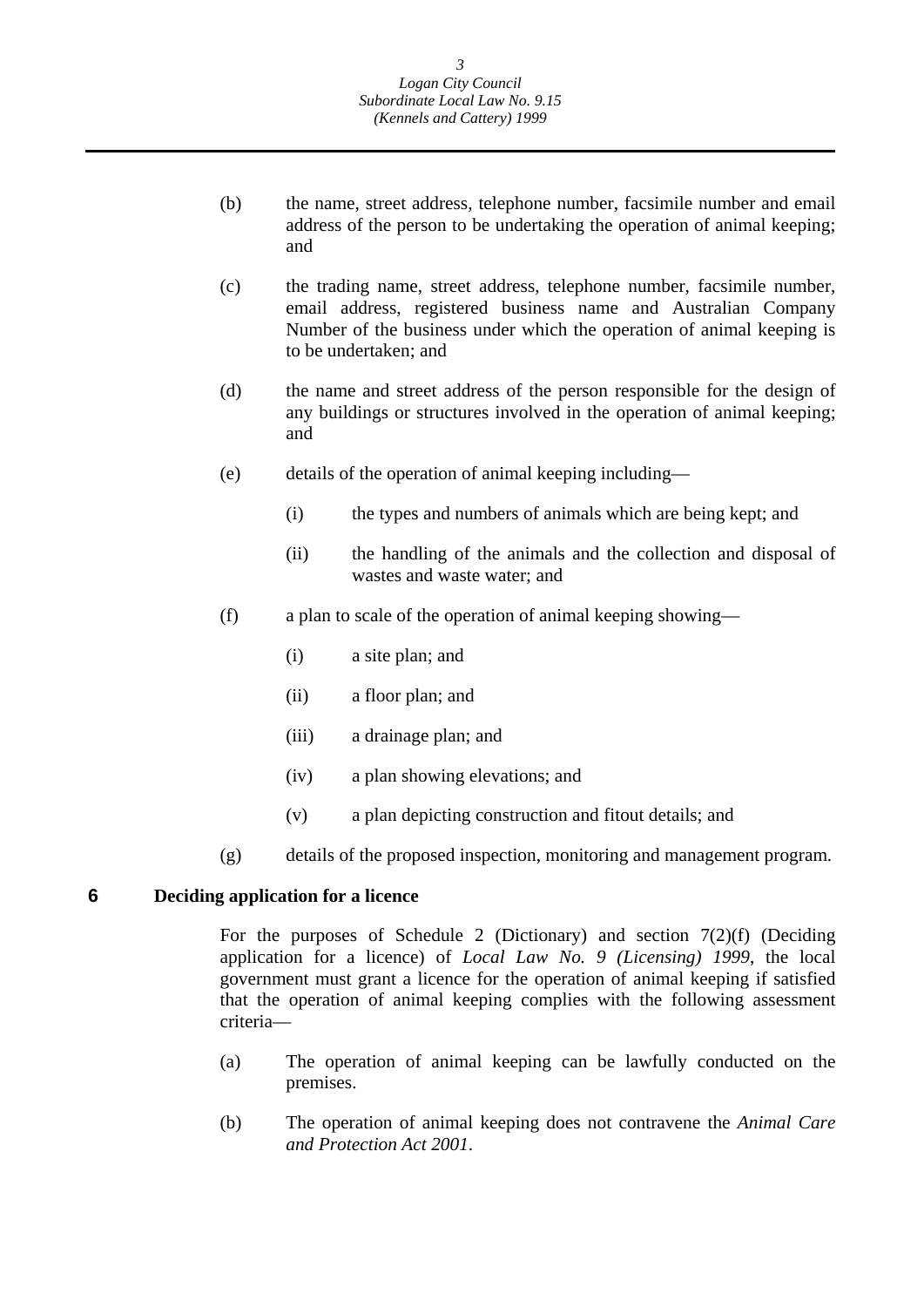(b) the name, street address, telephone number, facsimile number and email address of the person to be undertaking the operation of animal keeping; and

(c) the trading name, street address, telephone number, facsimile number, email address, registered business name and Australian Company Number of the business under which the operation of animal keeping is to be undertaken; and

(d) the name and street address of the person responsible for the design of any buildings or structures involved in the operation of animal keeping; and

(e) details of the operation of animal keeping including—

  (i) the types and numbers of animals which are being kept; and

  (ii) the handling of the animals and the collection and disposal of wastes and waste water; and

(f) a plan to scale of the operation of animal keeping showing—

  (i) a site plan; and

  (ii) a floor plan; and

  (iii) a drainage plan; and

  (iv) a plan showing elevations; and

  (v) a plan depicting construction and fitout details; and

(g) details of the proposed inspection, monitoring and management program.

## 6 Deciding application for a licence

For the purposes of Schedule 2 (Dictionary) and section 7(2)(f) (Deciding application for a licence) of *Local Law No. 9 (Licensing) 1999*, the local government must grant a licence for the operation of animal keeping if satisfied that the operation of animal keeping complies with the following assessment criteria—

(a) The operation of animal keeping can be lawfully conducted on the premises.

(b) The operation of animal keeping does not contravene the *Animal Care and Protection Act 2001*.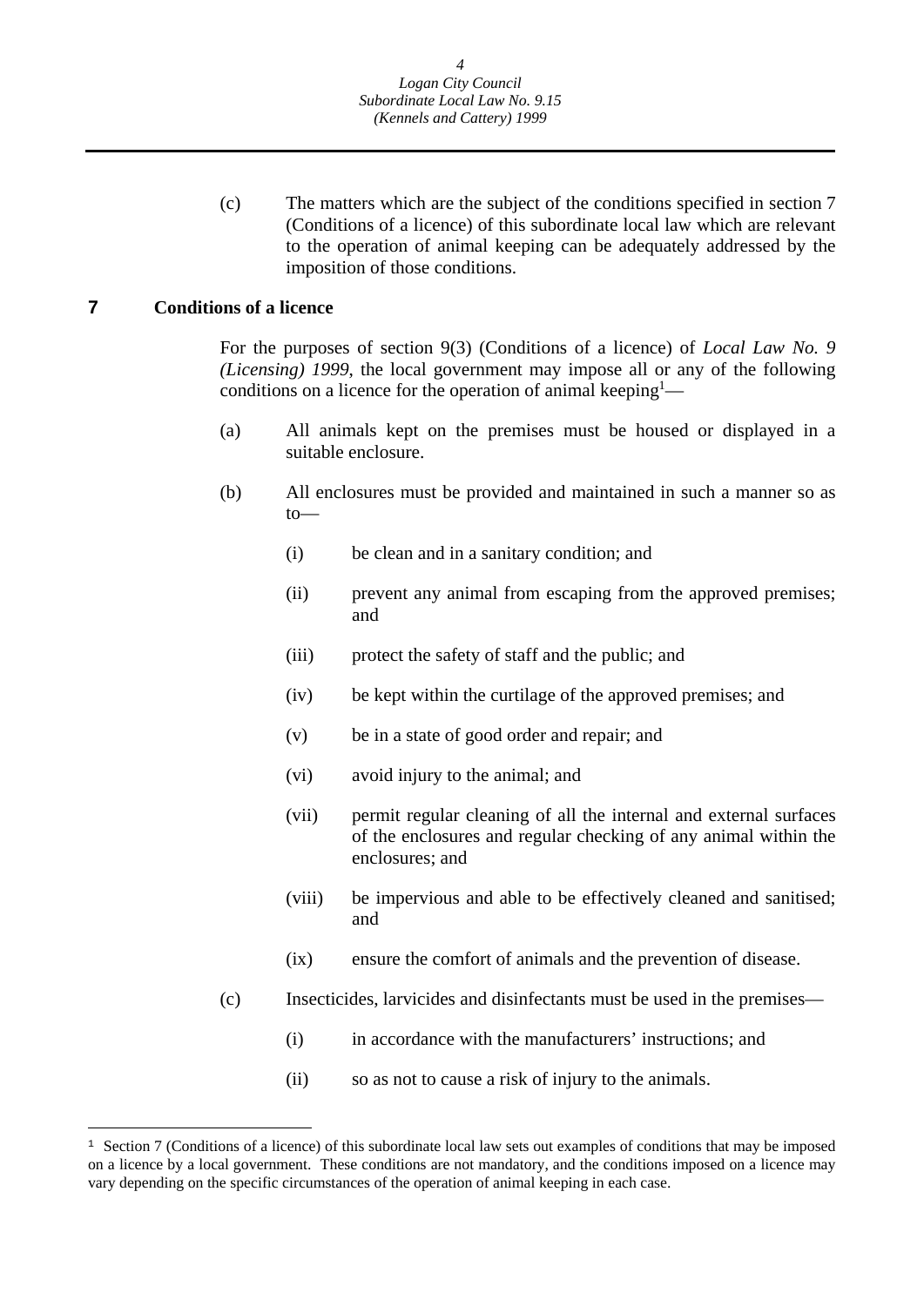(c) The matters which are the subject of the conditions specified in section 7 (Conditions of a licence) of this subordinate local law which are relevant to the operation of animal keeping can be adequately addressed by the imposition of those conditions.

## 7 Conditions of a licence

For the purposes of section 9(3) (Conditions of a licence) of *Local Law No. 9 (Licensing) 1999*, the local government may impose all or any of the following conditions on a licence for the operation of animal keeping[1]—

(a) All animals kept on the premises must be housed or displayed in a suitable enclosure.

(b) All enclosures must be provided and maintained in such a manner so as to—

- (i) be clean and in a sanitary condition; and
- (ii) prevent any animal from escaping from the approved premises; and
- (iii) protect the safety of staff and the public; and
- (iv) be kept within the curtilage of the approved premises; and
- (v) be in a state of good order and repair; and
- (vi) avoid injury to the animal; and
- (vii) permit regular cleaning of all the internal and external surfaces of the enclosures and regular checking of any animal within the enclosures; and
- (viii) be impervious and able to be effectively cleaned and sanitised; and
- (ix) ensure the comfort of animals and the prevention of disease.

(c) Insecticides, larvicides and disinfectants must be used in the premises—

- (i) in accordance with the manufacturers' instructions; and
- (ii) so as not to cause a risk of injury to the animals.

---

[1] Section 7 (Conditions of a licence) of this subordinate local law sets out examples of conditions that may be imposed on a licence by a local government. These conditions are not mandatory, and the conditions imposed on a licence may vary depending on the specific circumstances of the operation of animal keeping in each case.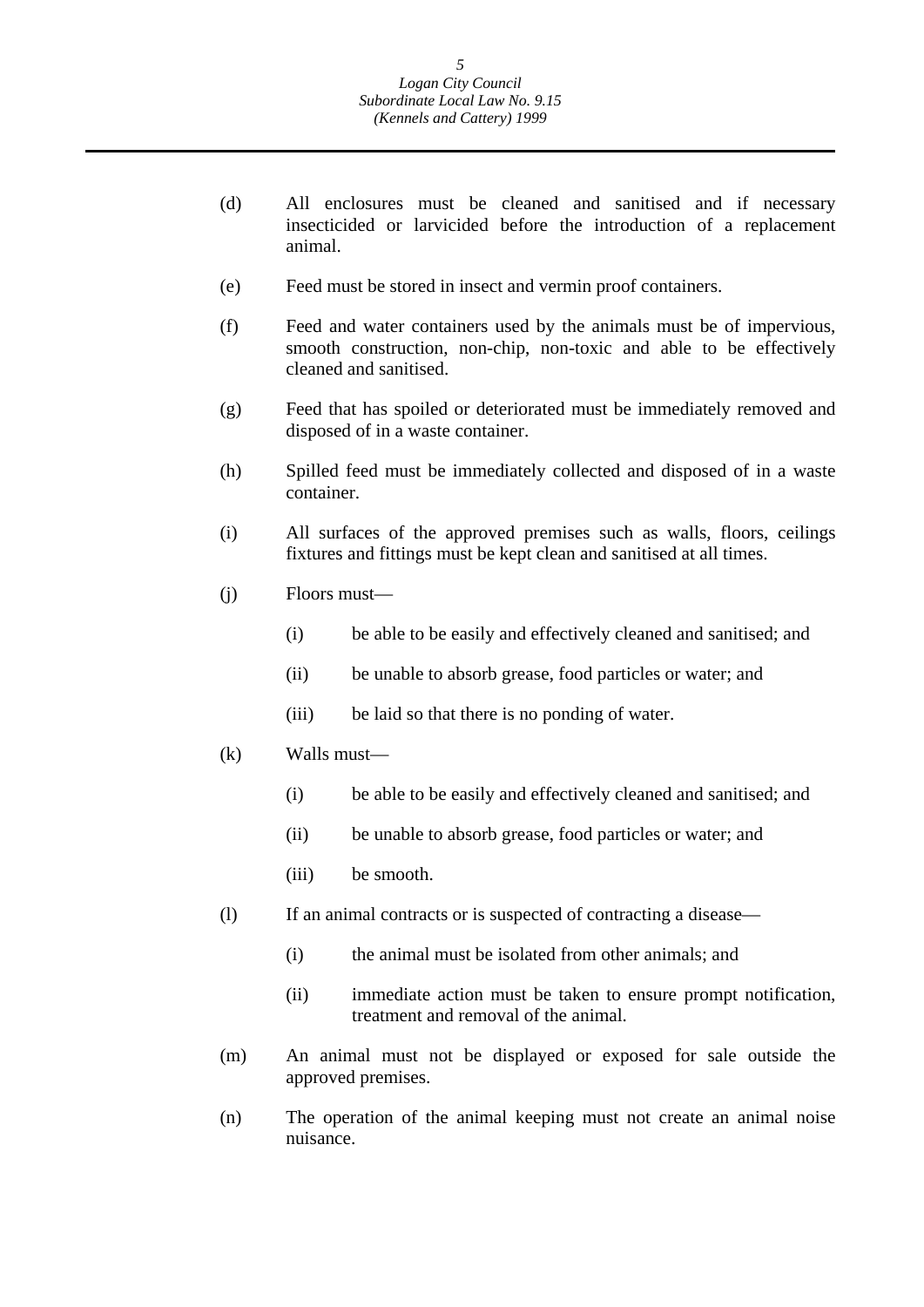(d) All enclosures must be cleaned and sanitised and if necessary insecticided or larvicided before the introduction of a replacement animal.

(e) Feed must be stored in insect and vermin proof containers.

(f) Feed and water containers used by the animals must be of impervious, smooth construction, non-chip, non-toxic and able to be effectively cleaned and sanitised.

(g) Feed that has spoiled or deteriorated must be immediately removed and disposed of in a waste container.

(h) Spilled feed must be immediately collected and disposed of in a waste container.

(i) All surfaces of the approved premises such as walls, floors, ceilings fixtures and fittings must be kept clean and sanitised at all times.

(j) Floors must—

   (i) be able to be easily and effectively cleaned and sanitised; and

   (ii) be unable to absorb grease, food particles or water; and

   (iii) be laid so that there is no ponding of water.

(k) Walls must—

   (i) be able to be easily and effectively cleaned and sanitised; and

   (ii) be unable to absorb grease, food particles or water; and

   (iii) be smooth.

(l) If an animal contracts or is suspected of contracting a disease—

   (i) the animal must be isolated from other animals; and

   (ii) immediate action must be taken to ensure prompt notification, treatment and removal of the animal.

(m) An animal must not be displayed or exposed for sale outside the approved premises.

(n) The operation of the animal keeping must not create an animal noise nuisance.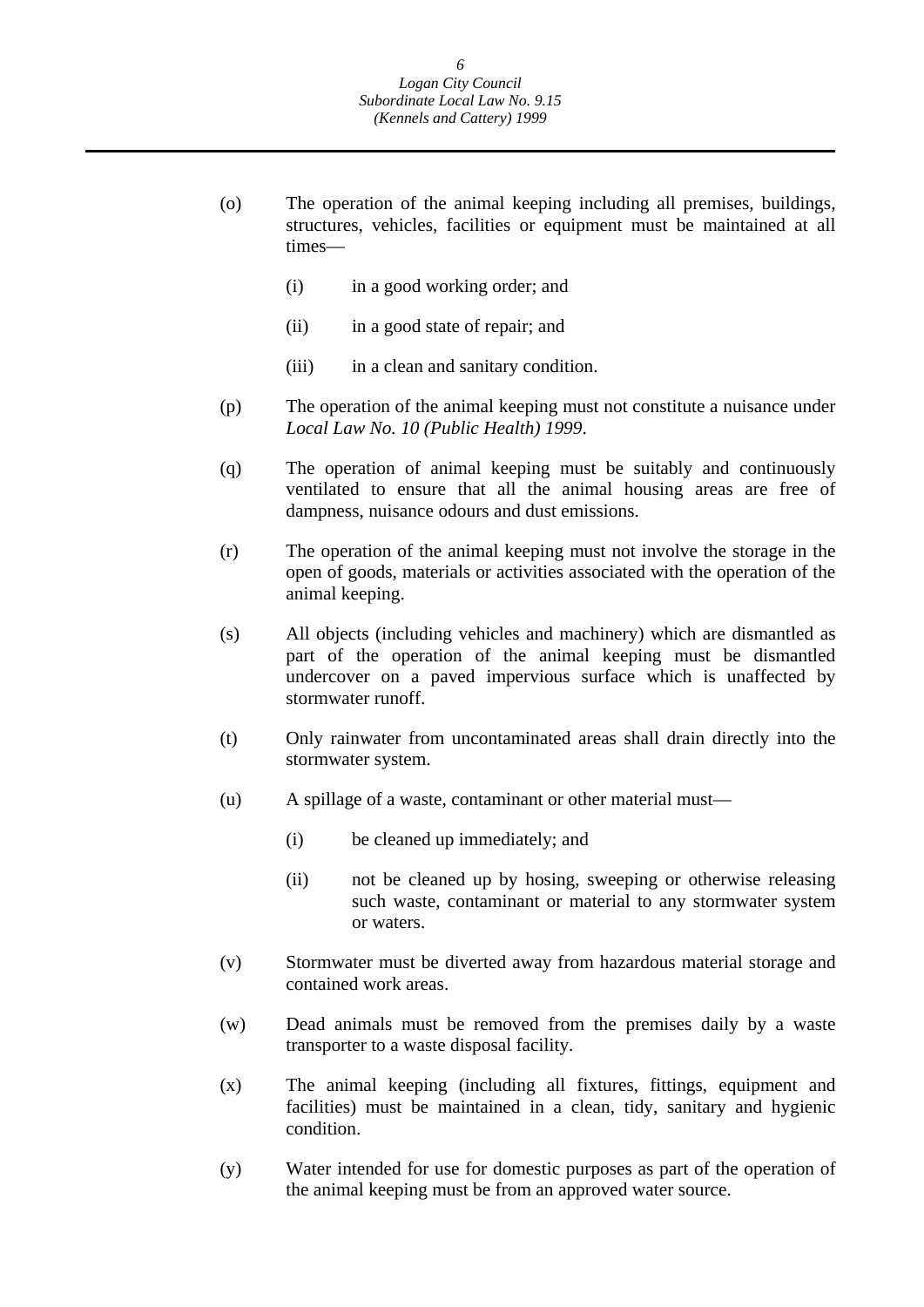(o) The operation of the animal keeping including all premises, buildings, structures, vehicles, facilities or equipment must be maintained at all times—

   (i) in a good working order; and

   (ii) in a good state of repair; and

   (iii) in a clean and sanitary condition.

(p) The operation of the animal keeping must not constitute a nuisance under *Local Law No. 10 (Public Health) 1999*.

(q) The operation of animal keeping must be suitably and continuously ventilated to ensure that all the animal housing areas are free of dampness, nuisance odours and dust emissions.

(r) The operation of the animal keeping must not involve the storage in the open of goods, materials or activities associated with the operation of the animal keeping.

(s) All objects (including vehicles and machinery) which are dismantled as part of the operation of the animal keeping must be dismantled undercover on a paved impervious surface which is unaffected by stormwater runoff.

(t) Only rainwater from uncontaminated areas shall drain directly into the stormwater system.

(u) A spillage of a waste, contaminant or other material must—

   (i) be cleaned up immediately; and

   (ii) not be cleaned up by hosing, sweeping or otherwise releasing such waste, contaminant or material to any stormwater system or waters.

(v) Stormwater must be diverted away from hazardous material storage and contained work areas.

(w) Dead animals must be removed from the premises daily by a waste transporter to a waste disposal facility.

(x) The animal keeping (including all fixtures, fittings, equipment and facilities) must be maintained in a clean, tidy, sanitary and hygienic condition.

(y) Water intended for use for domestic purposes as part of the operation of the animal keeping must be from an approved water source.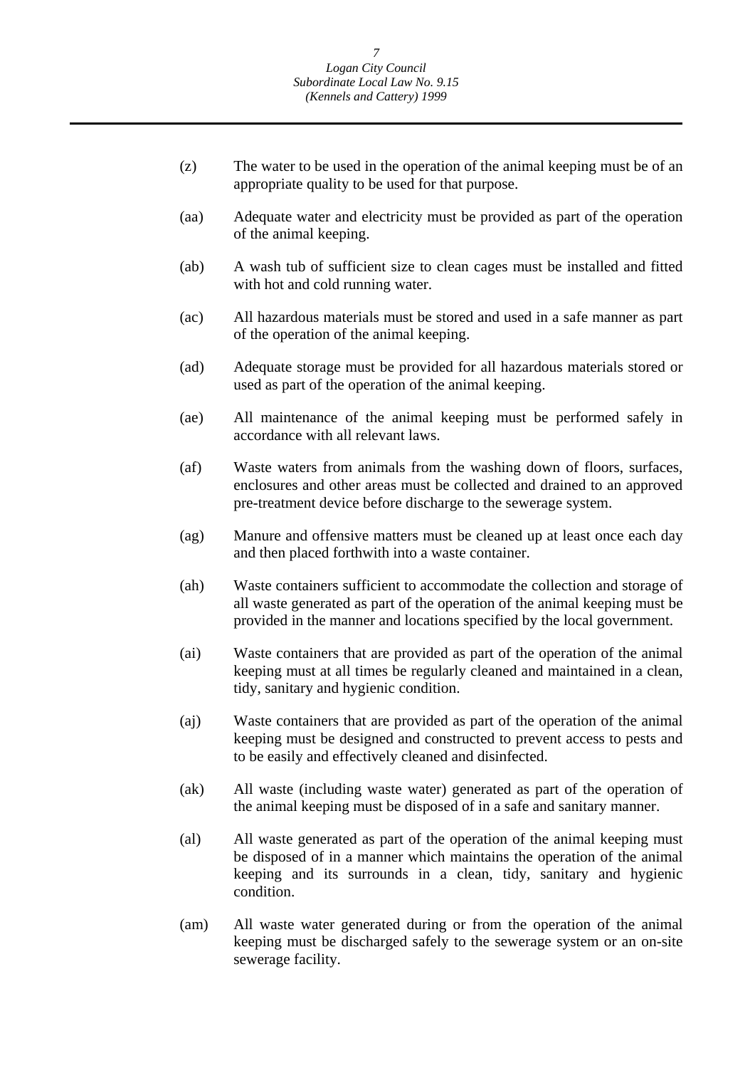(z) The water to be used in the operation of the animal keeping must be of an appropriate quality to be used for that purpose.

(aa) Adequate water and electricity must be provided as part of the operation of the animal keeping.

(ab) A wash tub of sufficient size to clean cages must be installed and fitted with hot and cold running water.

(ac) All hazardous materials must be stored and used in a safe manner as part of the operation of the animal keeping.

(ad) Adequate storage must be provided for all hazardous materials stored or used as part of the operation of the animal keeping.

(ae) All maintenance of the animal keeping must be performed safely in accordance with all relevant laws.

(af) Waste waters from animals from the washing down of floors, surfaces, enclosures and other areas must be collected and drained to an approved pre-treatment device before discharge to the sewerage system.

(ag) Manure and offensive matters must be cleaned up at least once each day and then placed forthwith into a waste container.

(ah) Waste containers sufficient to accommodate the collection and storage of all waste generated as part of the operation of the animal keeping must be provided in the manner and locations specified by the local government.

(ai) Waste containers that are provided as part of the operation of the animal keeping must at all times be regularly cleaned and maintained in a clean, tidy, sanitary and hygienic condition.

(aj) Waste containers that are provided as part of the operation of the animal keeping must be designed and constructed to prevent access to pests and to be easily and effectively cleaned and disinfected.

(ak) All waste (including waste water) generated as part of the operation of the animal keeping must be disposed of in a safe and sanitary manner.

(al) All waste generated as part of the operation of the animal keeping must be disposed of in a manner which maintains the operation of the animal keeping and its surrounds in a clean, tidy, sanitary and hygienic condition.

(am) All waste water generated during or from the operation of the animal keeping must be discharged safely to the sewerage system or an on-site sewerage facility.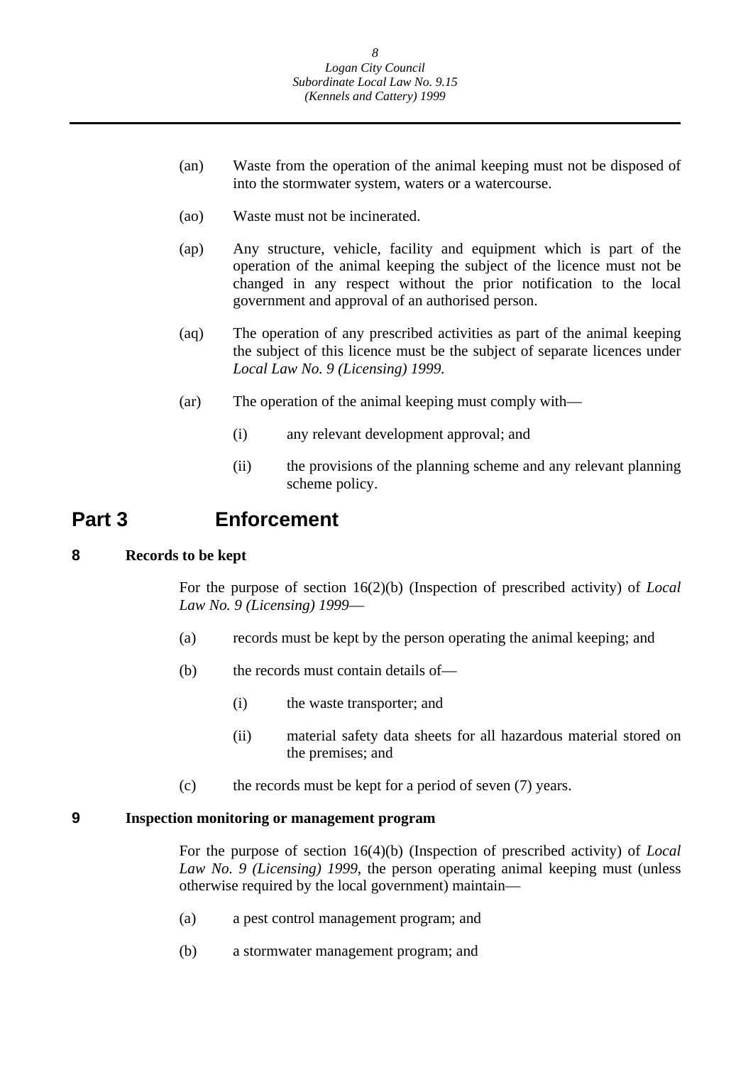(an) Waste from the operation of the animal keeping must not be disposed of into the stormwater system, waters or a watercourse.

(ao) Waste must not be incinerated.

(ap) Any structure, vehicle, facility and equipment which is part of the operation of the animal keeping the subject of the licence must not be changed in any respect without the prior notification to the local government and approval of an authorised person.

(aq) The operation of any prescribed activities as part of the animal keeping the subject of this licence must be the subject of separate licences under *Local Law No. 9 (Licensing) 1999.*

(ar) The operation of the animal keeping must comply with—

(i) any relevant development approval; and

(ii) the provisions of the planning scheme and any relevant planning scheme policy.

# Part 3 Enforcement

## 8 Records to be kept

For the purpose of section 16(2)(b) (Inspection of prescribed activity) of *Local Law No. 9 (Licensing) 1999*—

(a) records must be kept by the person operating the animal keeping; and

(b) the records must contain details of—

(i) the waste transporter; and

(ii) material safety data sheets for all hazardous material stored on the premises; and

(c) the records must be kept for a period of seven (7) years.

## 9 Inspection monitoring or management program

For the purpose of section 16(4)(b) (Inspection of prescribed activity) of *Local Law No. 9 (Licensing) 1999*, the person operating animal keeping must (unless otherwise required by the local government) maintain—

(a) a pest control management program; and

(b) a stormwater management program; and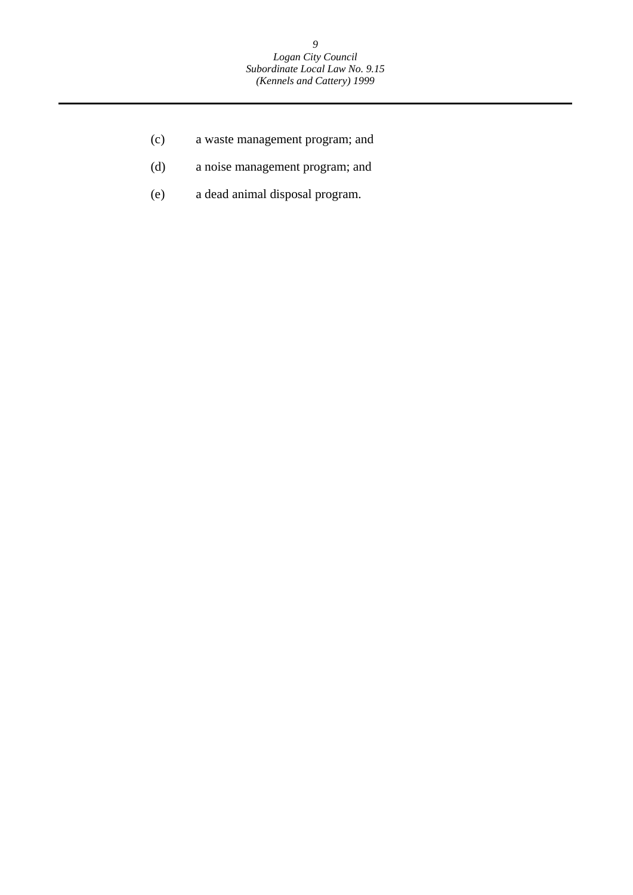(c) a waste management program; and

(d) a noise management program; and

(e) a dead animal disposal program.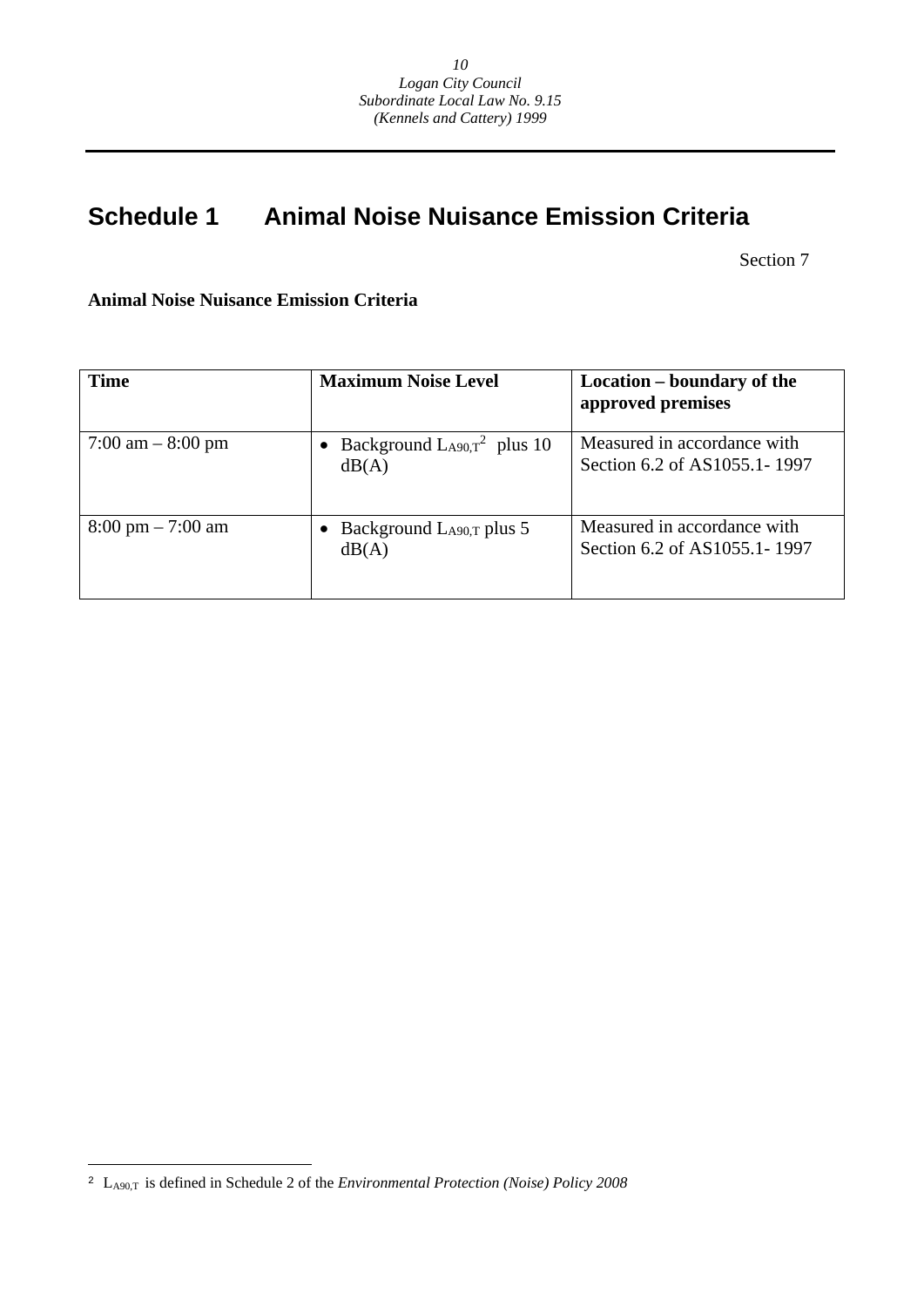# Schedule 1 Animal Noise Nuisance Emission Criteria

Section 7

**Animal Noise Nuisance Emission Criteria**

| **Time** | **Maximum Noise Level** | **Location – boundary of the approved premises** |
|---|---|---|
| 7:00 am – 8:00 pm | • Background $L_{A90,T}$[2] plus 10 dB(A) | Measured in accordance with Section 6.2 of AS1055.1- 1997 |
| 8:00 pm – 7:00 am | • Background $L_{A90,T}$ plus 5 dB(A) | Measured in accordance with Section 6.2 of AS1055.1- 1997 |

[2] $L_{A90,T}$ is defined in Schedule 2 of the *Environmental Protection (Noise) Policy 2008*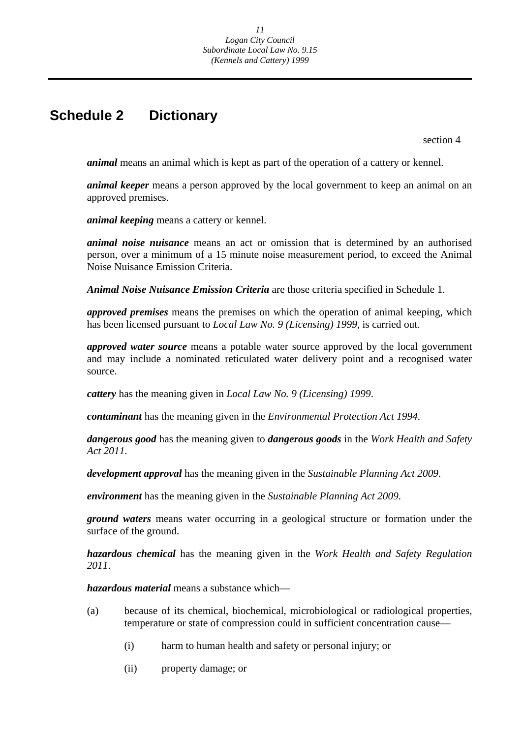# Schedule 2 Dictionary

section 4

***animal*** means an animal which is kept as part of the operation of a cattery or kennel.

***animal keeper*** means a person approved by the local government to keep an animal on an approved premises.

***animal keeping*** means a cattery or kennel.

***animal noise nuisance*** means an act or omission that is determined by an authorised person, over a minimum of a 15 minute noise measurement period, to exceed the Animal Noise Nuisance Emission Criteria.

***Animal Noise Nuisance Emission Criteria*** are those criteria specified in Schedule 1.

***approved premises*** means the premises on which the operation of animal keeping, which has been licensed pursuant to *Local Law No. 9 (Licensing) 1999*, is carried out.

***approved water source*** means a potable water source approved by the local government and may include a nominated reticulated water delivery point and a recognised water source.

***cattery*** has the meaning given in *Local Law No. 9 (Licensing) 1999*.

***contaminant*** has the meaning given in the *Environmental Protection Act 1994*.

***dangerous good*** has the meaning given to ***dangerous goods*** in the *Work Health and Safety Act 2011*.

***development approval*** has the meaning given in the *Sustainable Planning Act 2009*.

***environment*** has the meaning given in the *Sustainable Planning Act 2009*.

***ground waters*** means water occurring in a geological structure or formation under the surface of the ground.

***hazardous chemical*** has the meaning given in the *Work Health and Safety Regulation 2011*.

***hazardous material*** means a substance which—

(a) because of its chemical, biochemical, microbiological or radiological properties, temperature or state of compression could in sufficient concentration cause—

(i) harm to human health and safety or personal injury; or

(ii) property damage; or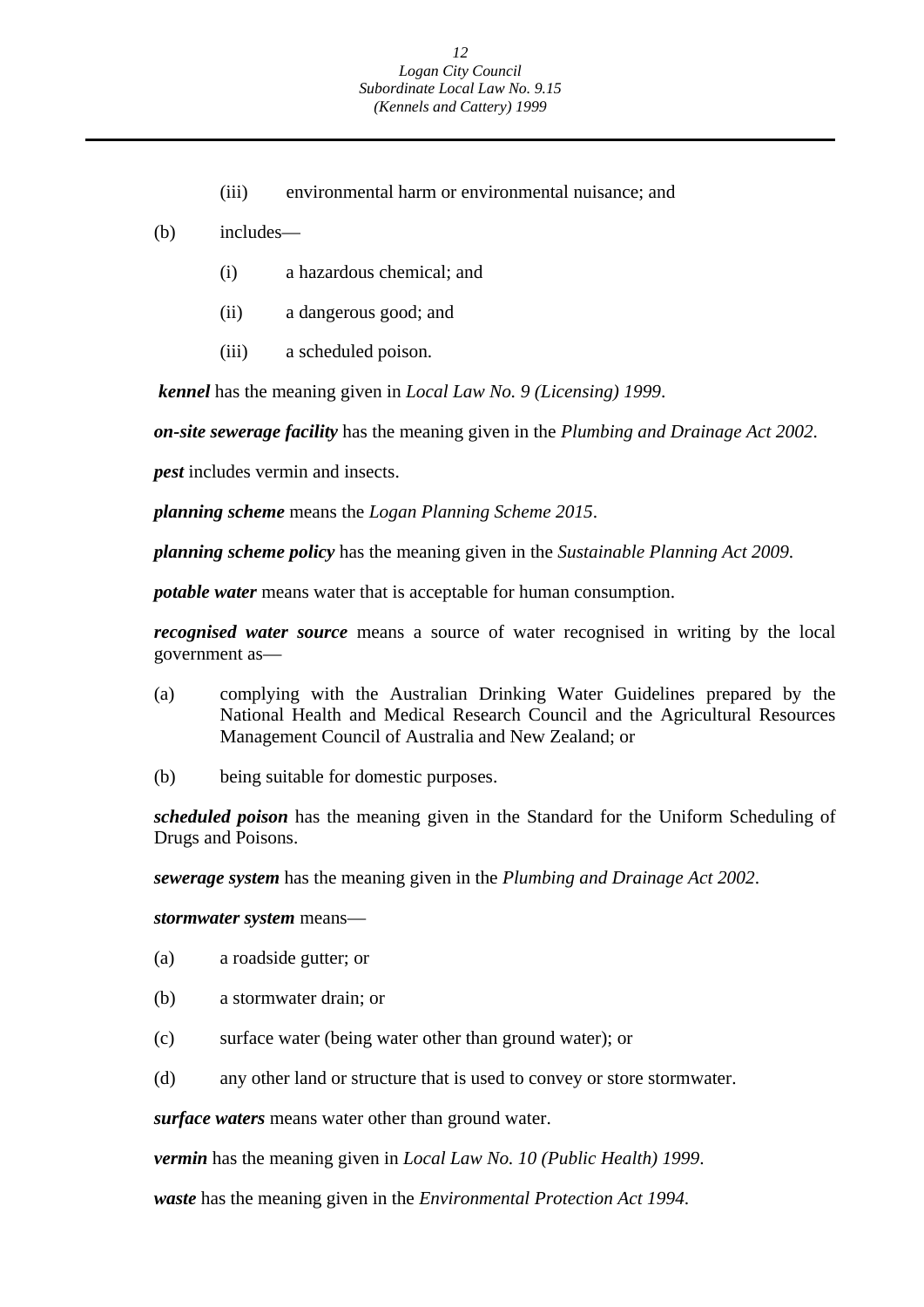(iii) environmental harm or environmental nuisance; and

(b) includes—

(i) a hazardous chemical; and

(ii) a dangerous good; and

(iii) a scheduled poison.

***kennel*** has the meaning given in *Local Law No. 9 (Licensing) 1999*.

***on-site sewerage facility*** has the meaning given in the *Plumbing and Drainage Act 2002*.

***pest*** includes vermin and insects.

***planning scheme*** means the *Logan Planning Scheme 2015*.

***planning scheme policy*** has the meaning given in the *Sustainable Planning Act 2009*.

***potable water*** means water that is acceptable for human consumption.

***recognised water source*** means a source of water recognised in writing by the local government as—

(a) complying with the Australian Drinking Water Guidelines prepared by the National Health and Medical Research Council and the Agricultural Resources Management Council of Australia and New Zealand; or

(b) being suitable for domestic purposes.

***scheduled poison*** has the meaning given in the Standard for the Uniform Scheduling of Drugs and Poisons.

***sewerage system*** has the meaning given in the *Plumbing and Drainage Act 2002*.

***stormwater system*** means—

(a) a roadside gutter; or

(b) a stormwater drain; or

(c) surface water (being water other than ground water); or

(d) any other land or structure that is used to convey or store stormwater.

***surface waters*** means water other than ground water.

***vermin*** has the meaning given in *Local Law No. 10 (Public Health) 1999*.

***waste*** has the meaning given in the *Environmental Protection Act 1994*.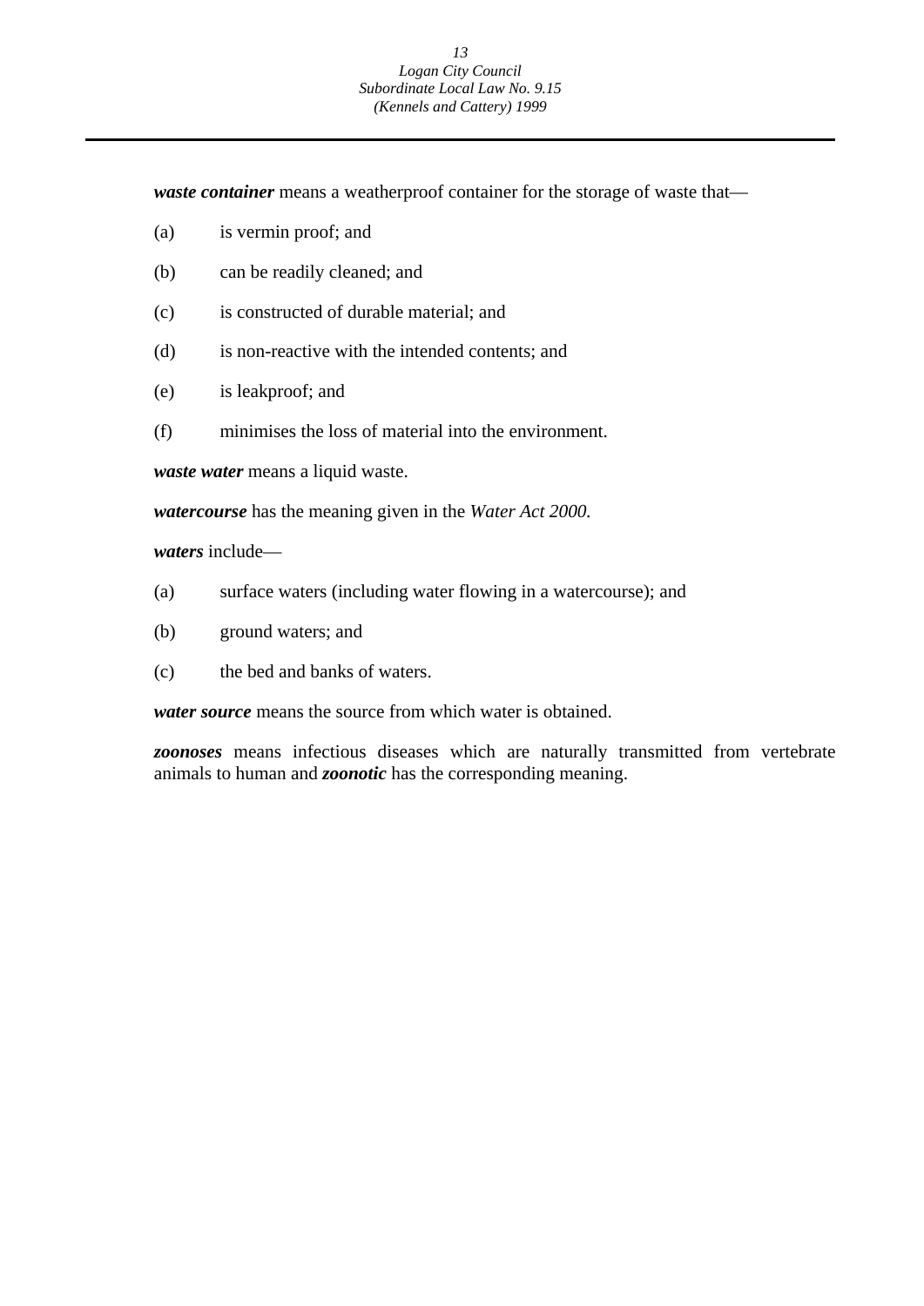***waste container*** means a weatherproof container for the storage of waste that—

(a) is vermin proof; and

(b) can be readily cleaned; and

(c) is constructed of durable material; and

(d) is non-reactive with the intended contents; and

(e) is leakproof; and

(f) minimises the loss of material into the environment.

***waste water*** means a liquid waste.

***watercourse*** has the meaning given in the *Water Act 2000.*

***waters*** include—

(a) surface waters (including water flowing in a watercourse); and

(b) ground waters; and

(c) the bed and banks of waters.

***water source*** means the source from which water is obtained.

***zoonoses*** means infectious diseases which are naturally transmitted from vertebrate animals to human and ***zoonotic*** has the corresponding meaning.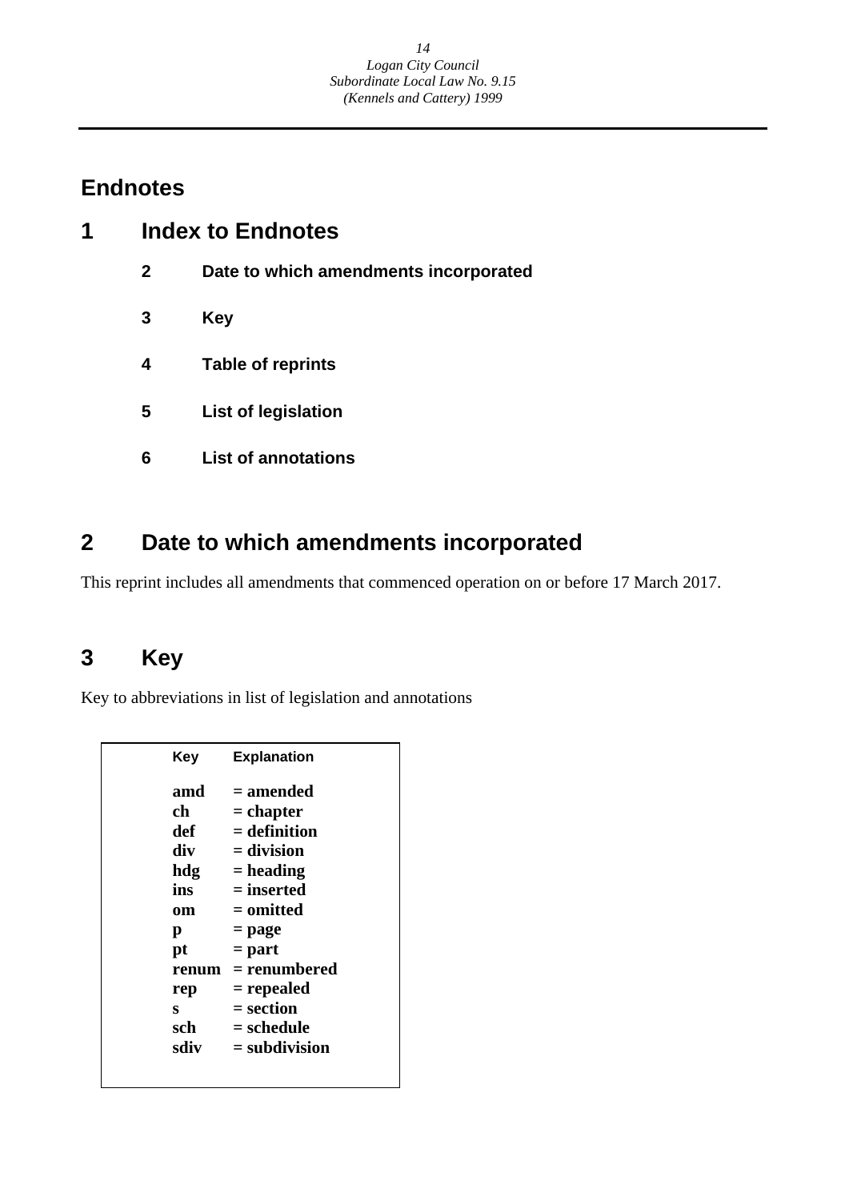# Endnotes

## 1 Index to Endnotes

- **2 Date to which amendments incorporated**
- **3 Key**
- **4 Table of reprints**
- **5 List of legislation**
- **6 List of annotations**

## 2 Date to which amendments incorporated

This reprint includes all amendments that commenced operation on or before 17 March 2017.

## 3 Key

Key to abbreviations in list of legislation and annotations

| Key | Explanation |
|---|---|
| **amd** | **= amended** |
| **ch** | **= chapter** |
| **def** | **= definition** |
| **div** | **= division** |
| **hdg** | **= heading** |
| **ins** | **= inserted** |
| **om** | **= omitted** |
| **p** | **= page** |
| **pt** | **= part** |
| **renum** | **= renumbered** |
| **rep** | **= repealed** |
| **s** | **= section** |
| **sch** | **= schedule** |
| **sdiv** | **= subdivision** |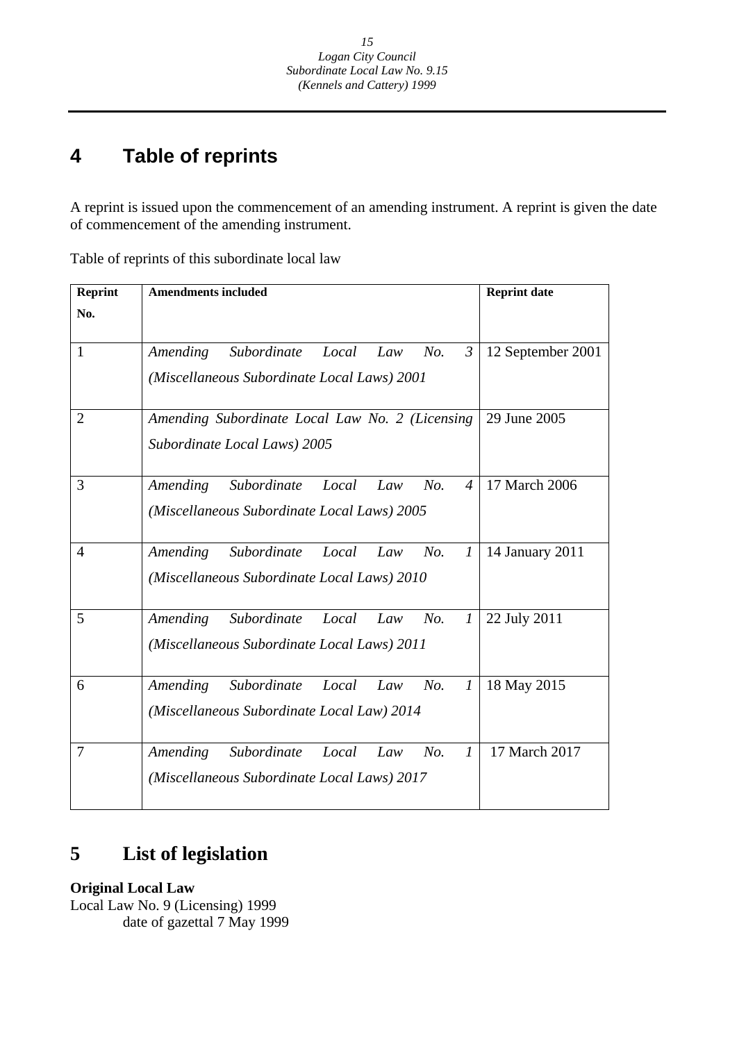# 4 Table of reprints

A reprint is issued upon the commencement of an amending instrument. A reprint is given the date of commencement of the amending instrument.

Table of reprints of this subordinate local law

| Reprint No. | Amendments included | Reprint date |
|---|---|---|
| 1 | *Amending Subordinate Local Law No. 3 (Miscellaneous Subordinate Local Laws) 2001* | 12 September 2001 |
| 2 | *Amending Subordinate Local Law No. 2 (Licensing Subordinate Local Laws) 2005* | 29 June 2005 |
| 3 | *Amending Subordinate Local Law No. 4 (Miscellaneous Subordinate Local Laws) 2005* | 17 March 2006 |
| 4 | *Amending Subordinate Local Law No. 1 (Miscellaneous Subordinate Local Laws) 2010* | 14 January 2011 |
| 5 | *Amending Subordinate Local Law No. 1 (Miscellaneous Subordinate Local Laws) 2011* | 22 July 2011 |
| 6 | *Amending Subordinate Local Law No. 1 (Miscellaneous Subordinate Local Law) 2014* | 18 May 2015 |
| 7 | *Amending Subordinate Local Law No. 1 (Miscellaneous Subordinate Local Laws) 2017* | 17 March 2017 |

# 5 List of legislation

**Original Local Law**

Local Law No. 9 (Licensing) 1999
date of gazettal 7 May 1999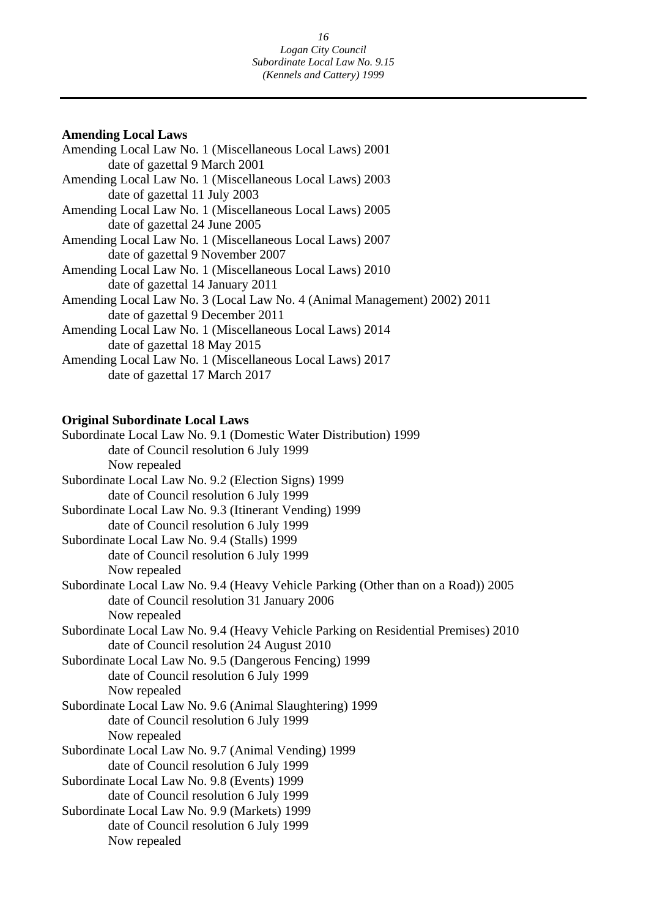**Amending Local Laws**

Amending Local Law No. 1 (Miscellaneous Local Laws) 2001
  date of gazettal 9 March 2001
Amending Local Law No. 1 (Miscellaneous Local Laws) 2003
  date of gazettal 11 July 2003
Amending Local Law No. 1 (Miscellaneous Local Laws) 2005
  date of gazettal 24 June 2005
Amending Local Law No. 1 (Miscellaneous Local Laws) 2007
  date of gazettal 9 November 2007
Amending Local Law No. 1 (Miscellaneous Local Laws) 2010
  date of gazettal 14 January 2011
Amending Local Law No. 3 (Local Law No. 4 (Animal Management) 2002) 2011
  date of gazettal 9 December 2011
Amending Local Law No. 1 (Miscellaneous Local Laws) 2014
  date of gazettal 18 May 2015
Amending Local Law No. 1 (Miscellaneous Local Laws) 2017
  date of gazettal 17 March 2017

**Original Subordinate Local Laws**

Subordinate Local Law No. 9.1 (Domestic Water Distribution) 1999
  date of Council resolution 6 July 1999
  Now repealed
Subordinate Local Law No. 9.2 (Election Signs) 1999
  date of Council resolution 6 July 1999
Subordinate Local Law No. 9.3 (Itinerant Vending) 1999
  date of Council resolution 6 July 1999
Subordinate Local Law No. 9.4 (Stalls) 1999
  date of Council resolution 6 July 1999
  Now repealed
Subordinate Local Law No. 9.4 (Heavy Vehicle Parking (Other than on a Road)) 2005
  date of Council resolution 31 January 2006
  Now repealed
Subordinate Local Law No. 9.4 (Heavy Vehicle Parking on Residential Premises) 2010
  date of Council resolution 24 August 2010
Subordinate Local Law No. 9.5 (Dangerous Fencing) 1999
  date of Council resolution 6 July 1999
  Now repealed
Subordinate Local Law No. 9.6 (Animal Slaughtering) 1999
  date of Council resolution 6 July 1999
  Now repealed
Subordinate Local Law No. 9.7 (Animal Vending) 1999
  date of Council resolution 6 July 1999
Subordinate Local Law No. 9.8 (Events) 1999
  date of Council resolution 6 July 1999
Subordinate Local Law No. 9.9 (Markets) 1999
  date of Council resolution 6 July 1999
  Now repealed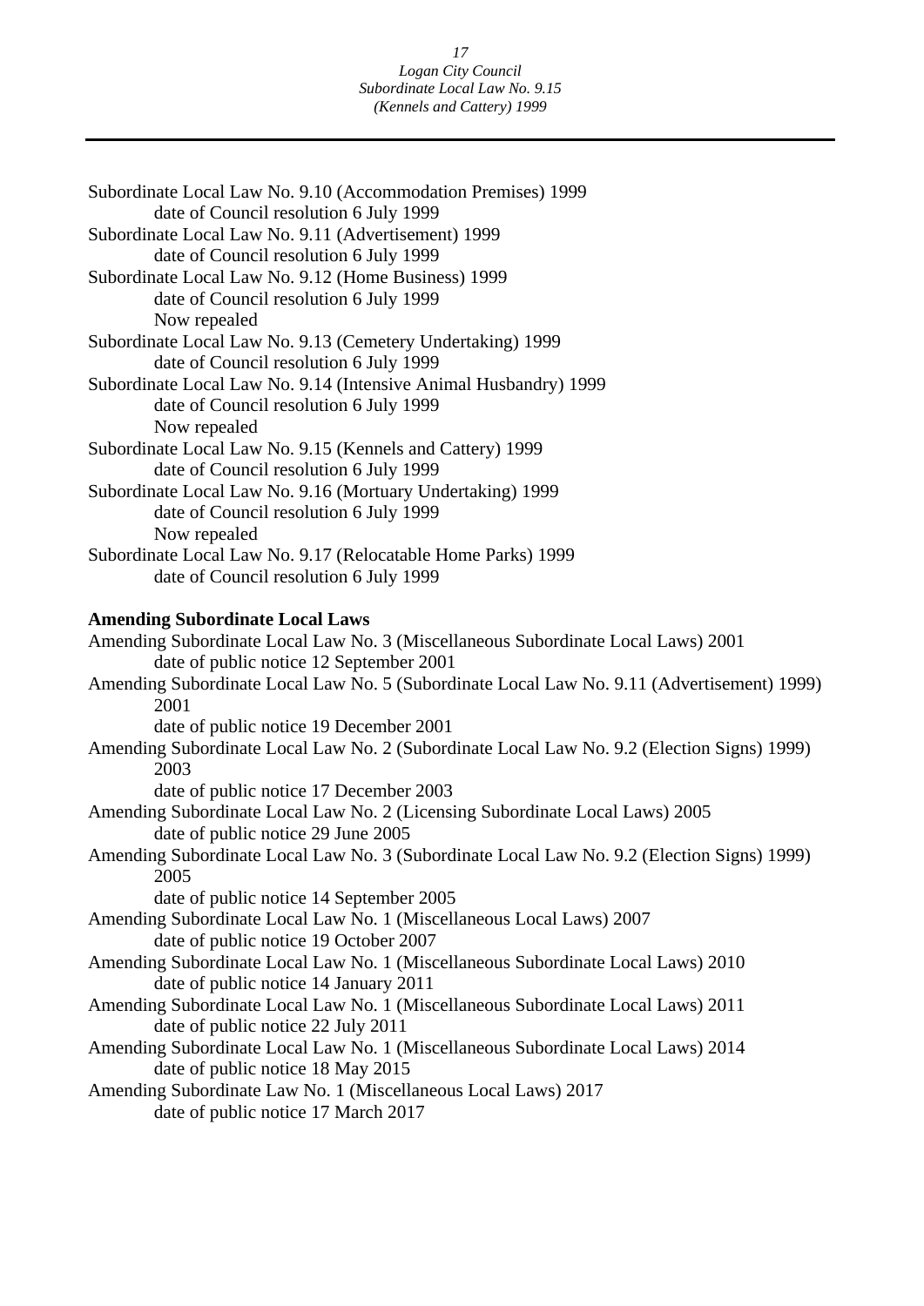Subordinate Local Law No. 9.10 (Accommodation Premises) 1999
  date of Council resolution 6 July 1999
Subordinate Local Law No. 9.11 (Advertisement) 1999
  date of Council resolution 6 July 1999
Subordinate Local Law No. 9.12 (Home Business) 1999
  date of Council resolution 6 July 1999
  Now repealed
Subordinate Local Law No. 9.13 (Cemetery Undertaking) 1999
  date of Council resolution 6 July 1999
Subordinate Local Law No. 9.14 (Intensive Animal Husbandry) 1999
  date of Council resolution 6 July 1999
  Now repealed
Subordinate Local Law No. 9.15 (Kennels and Cattery) 1999
  date of Council resolution 6 July 1999
Subordinate Local Law No. 9.16 (Mortuary Undertaking) 1999
  date of Council resolution 6 July 1999
  Now repealed
Subordinate Local Law No. 9.17 (Relocatable Home Parks) 1999
  date of Council resolution 6 July 1999

**Amending Subordinate Local Laws**

Amending Subordinate Local Law No. 3 (Miscellaneous Subordinate Local Laws) 2001
  date of public notice 12 September 2001
Amending Subordinate Local Law No. 5 (Subordinate Local Law No. 9.11 (Advertisement) 1999) 2001
  date of public notice 19 December 2001
Amending Subordinate Local Law No. 2 (Subordinate Local Law No. 9.2 (Election Signs) 1999) 2003
  date of public notice 17 December 2003
Amending Subordinate Local Law No. 2 (Licensing Subordinate Local Laws) 2005
  date of public notice 29 June 2005
Amending Subordinate Local Law No. 3 (Subordinate Local Law No. 9.2 (Election Signs) 1999) 2005
  date of public notice 14 September 2005
Amending Subordinate Local Law No. 1 (Miscellaneous Local Laws) 2007
  date of public notice 19 October 2007
Amending Subordinate Local Law No. 1 (Miscellaneous Subordinate Local Laws) 2010
  date of public notice 14 January 2011
Amending Subordinate Local Law No. 1 (Miscellaneous Subordinate Local Laws) 2011
  date of public notice 22 July 2011
Amending Subordinate Local Law No. 1 (Miscellaneous Subordinate Local Laws) 2014
  date of public notice 18 May 2015
Amending Subordinate Law No. 1 (Miscellaneous Local Laws) 2017
  date of public notice 17 March 2017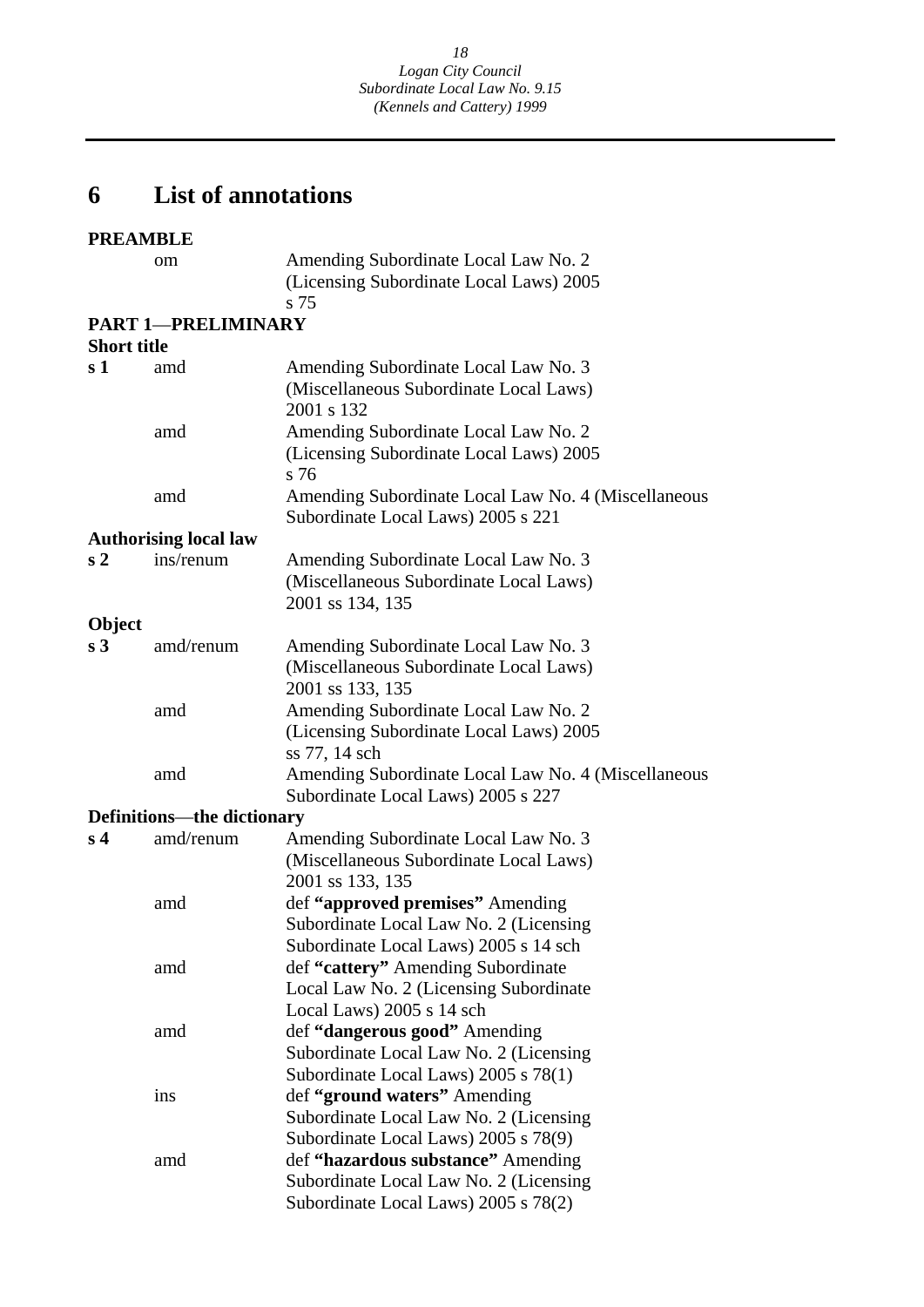## 6 List of annotations

**PREAMBLE**

| | | |
|---|---|---|
| | om | Amending Subordinate Local Law No. 2 (Licensing Subordinate Local Laws) 2005 s 75 |

**PART 1—PRELIMINARY**

**Short title**

| | | |
|---|---|---|
| **s 1** | amd | Amending Subordinate Local Law No. 3 (Miscellaneous Subordinate Local Laws) 2001 s 132 |
| | amd | Amending Subordinate Local Law No. 2 (Licensing Subordinate Local Laws) 2005 s 76 |
| | amd | Amending Subordinate Local Law No. 4 (Miscellaneous Subordinate Local Laws) 2005 s 221 |

**Authorising local law**

| | | |
|---|---|---|
| **s 2** | ins/renum | Amending Subordinate Local Law No. 3 (Miscellaneous Subordinate Local Laws) 2001 ss 134, 135 |

**Object**

| | | |
|---|---|---|
| **s 3** | amd/renum | Amending Subordinate Local Law No. 3 (Miscellaneous Subordinate Local Laws) 2001 ss 133, 135 |
| | amd | Amending Subordinate Local Law No. 2 (Licensing Subordinate Local Laws) 2005 ss 77, 14 sch |
| | amd | Amending Subordinate Local Law No. 4 (Miscellaneous Subordinate Local Laws) 2005 s 227 |

**Definitions—the dictionary**

| | | |
|---|---|---|
| **s 4** | amd/renum | Amending Subordinate Local Law No. 3 (Miscellaneous Subordinate Local Laws) 2001 ss 133, 135 |
| | amd | def **"approved premises"** Amending Subordinate Local Law No. 2 (Licensing Subordinate Local Laws) 2005 s 14 sch |
| | amd | def **"cattery"** Amending Subordinate Local Law No. 2 (Licensing Subordinate Local Laws) 2005 s 14 sch |
| | amd | def **"dangerous good"** Amending Subordinate Local Law No. 2 (Licensing Subordinate Local Laws) 2005 s 78(1) |
| | ins | def **"ground waters"** Amending Subordinate Local Law No. 2 (Licensing Subordinate Local Laws) 2005 s 78(9) |
| | amd | def **"hazardous substance"** Amending Subordinate Local Law No. 2 (Licensing Subordinate Local Laws) 2005 s 78(2) |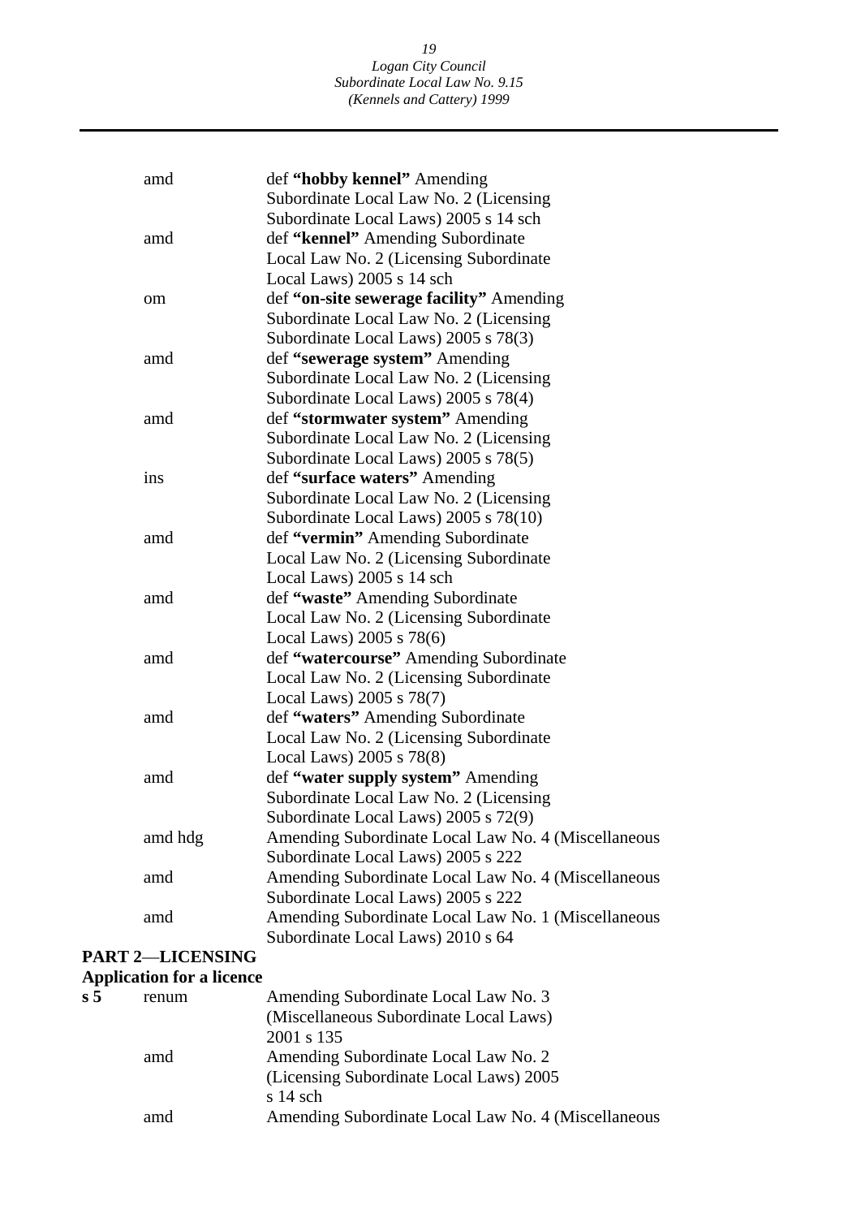| | | |
|---|---|---|
| | amd | def **"hobby kennel"** Amending Subordinate Local Law No. 2 (Licensing Subordinate Local Laws) 2005 s 14 sch |
| | amd | def **"kennel"** Amending Subordinate Local Law No. 2 (Licensing Subordinate Local Laws) 2005 s 14 sch |
| | om | def **"on-site sewerage facility"** Amending Subordinate Local Law No. 2 (Licensing Subordinate Local Laws) 2005 s 78(3) |
| | amd | def **"sewerage system"** Amending Subordinate Local Law No. 2 (Licensing Subordinate Local Laws) 2005 s 78(4) |
| | amd | def **"stormwater system"** Amending Subordinate Local Law No. 2 (Licensing Subordinate Local Laws) 2005 s 78(5) |
| | ins | def **"surface waters"** Amending Subordinate Local Law No. 2 (Licensing Subordinate Local Laws) 2005 s 78(10) |
| | amd | def **"vermin"** Amending Subordinate Local Law No. 2 (Licensing Subordinate Local Laws) 2005 s 14 sch |
| | amd | def **"waste"** Amending Subordinate Local Law No. 2 (Licensing Subordinate Local Laws) 2005 s 78(6) |
| | amd | def **"watercourse"** Amending Subordinate Local Law No. 2 (Licensing Subordinate Local Laws) 2005 s 78(7) |
| | amd | def **"waters"** Amending Subordinate Local Law No. 2 (Licensing Subordinate Local Laws) 2005 s 78(8) |
| | amd | def **"water supply system"** Amending Subordinate Local Law No. 2 (Licensing Subordinate Local Laws) 2005 s 72(9) |
| | amd hdg | Amending Subordinate Local Law No. 4 (Miscellaneous Subordinate Local Laws) 2005 s 222 |
| | amd | Amending Subordinate Local Law No. 4 (Miscellaneous Subordinate Local Laws) 2005 s 222 |
| | amd | Amending Subordinate Local Law No. 1 (Miscellaneous Subordinate Local Laws) 2010 s 64 |

**PART 2—LICENSING**

**Application for a licence**

| | | |
|---|---|---|
| **s 5** | renum | Amending Subordinate Local Law No. 3 (Miscellaneous Subordinate Local Laws) 2001 s 135 |
| | amd | Amending Subordinate Local Law No. 2 (Licensing Subordinate Local Laws) 2005 s 14 sch |
| | amd | Amending Subordinate Local Law No. 4 (Miscellaneous |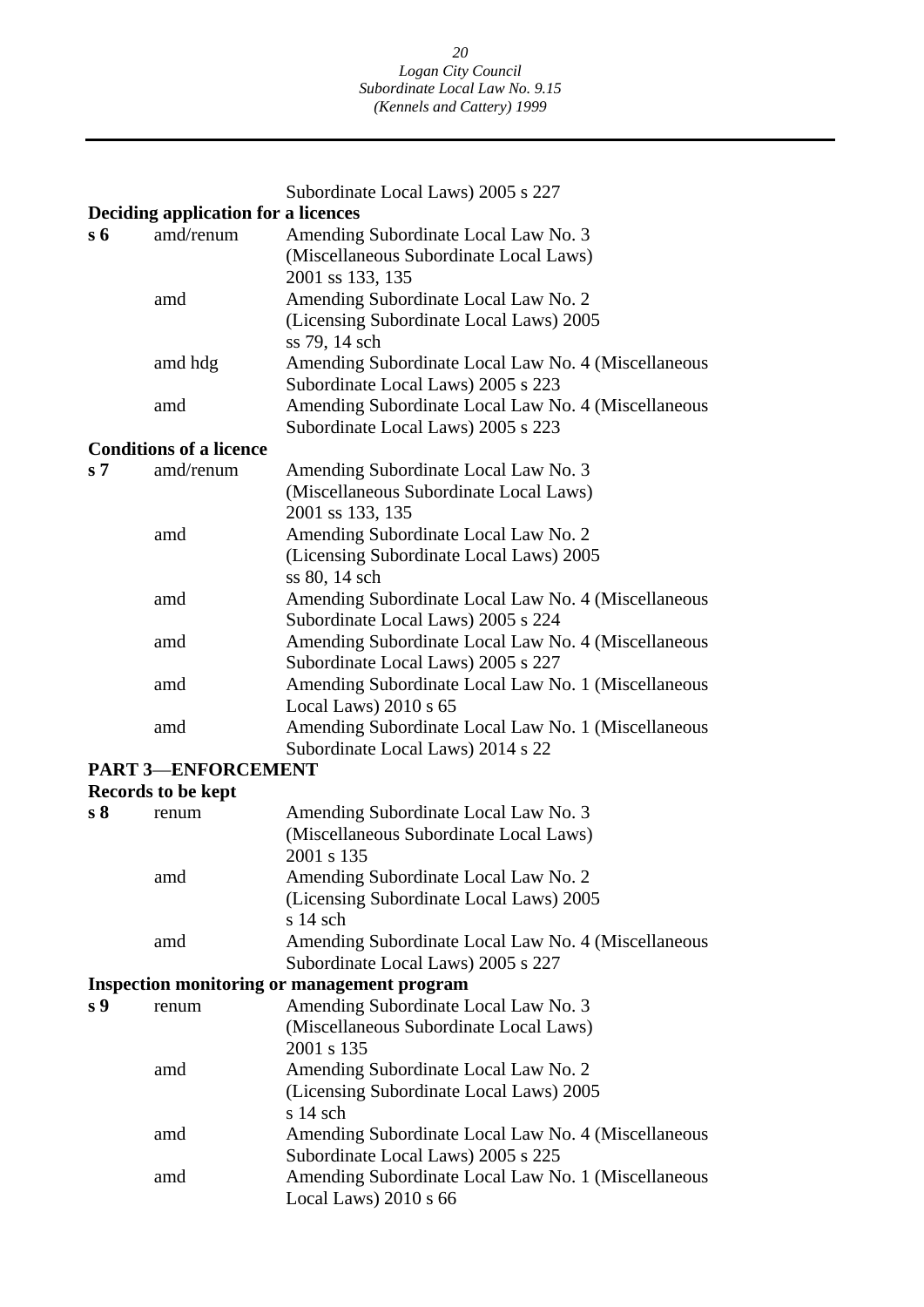Subordinate Local Laws) 2005 s 227

**Deciding application for a licences**

| | | |
|---|---|---|
| **s 6** | amd/renum | Amending Subordinate Local Law No. 3 (Miscellaneous Subordinate Local Laws) 2001 ss 133, 135 |
| | amd | Amending Subordinate Local Law No. 2 (Licensing Subordinate Local Laws) 2005 ss 79, 14 sch |
| | amd hdg | Amending Subordinate Local Law No. 4 (Miscellaneous Subordinate Local Laws) 2005 s 223 |
| | amd | Amending Subordinate Local Law No. 4 (Miscellaneous Subordinate Local Laws) 2005 s 223 |

**Conditions of a licence**

| | | |
|---|---|---|
| **s 7** | amd/renum | Amending Subordinate Local Law No. 3 (Miscellaneous Subordinate Local Laws) 2001 ss 133, 135 |
| | amd | Amending Subordinate Local Law No. 2 (Licensing Subordinate Local Laws) 2005 ss 80, 14 sch |
| | amd | Amending Subordinate Local Law No. 4 (Miscellaneous Subordinate Local Laws) 2005 s 224 |
| | amd | Amending Subordinate Local Law No. 4 (Miscellaneous Subordinate Local Laws) 2005 s 227 |
| | amd | Amending Subordinate Local Law No. 1 (Miscellaneous Local Laws) 2010 s 65 |
| | amd | Amending Subordinate Local Law No. 1 (Miscellaneous Subordinate Local Laws) 2014 s 22 |

**PART 3—ENFORCEMENT**

**Records to be kept**

| | | |
|---|---|---|
| **s 8** | renum | Amending Subordinate Local Law No. 3 (Miscellaneous Subordinate Local Laws) 2001 s 135 |
| | amd | Amending Subordinate Local Law No. 2 (Licensing Subordinate Local Laws) 2005 s 14 sch |
| | amd | Amending Subordinate Local Law No. 4 (Miscellaneous Subordinate Local Laws) 2005 s 227 |

**Inspection monitoring or management program**

| | | |
|---|---|---|
| **s 9** | renum | Amending Subordinate Local Law No. 3 (Miscellaneous Subordinate Local Laws) 2001 s 135 |
| | amd | Amending Subordinate Local Law No. 2 (Licensing Subordinate Local Laws) 2005 s 14 sch |
| | amd | Amending Subordinate Local Law No. 4 (Miscellaneous Subordinate Local Laws) 2005 s 225 |
| | amd | Amending Subordinate Local Law No. 1 (Miscellaneous Local Laws) 2010 s 66 |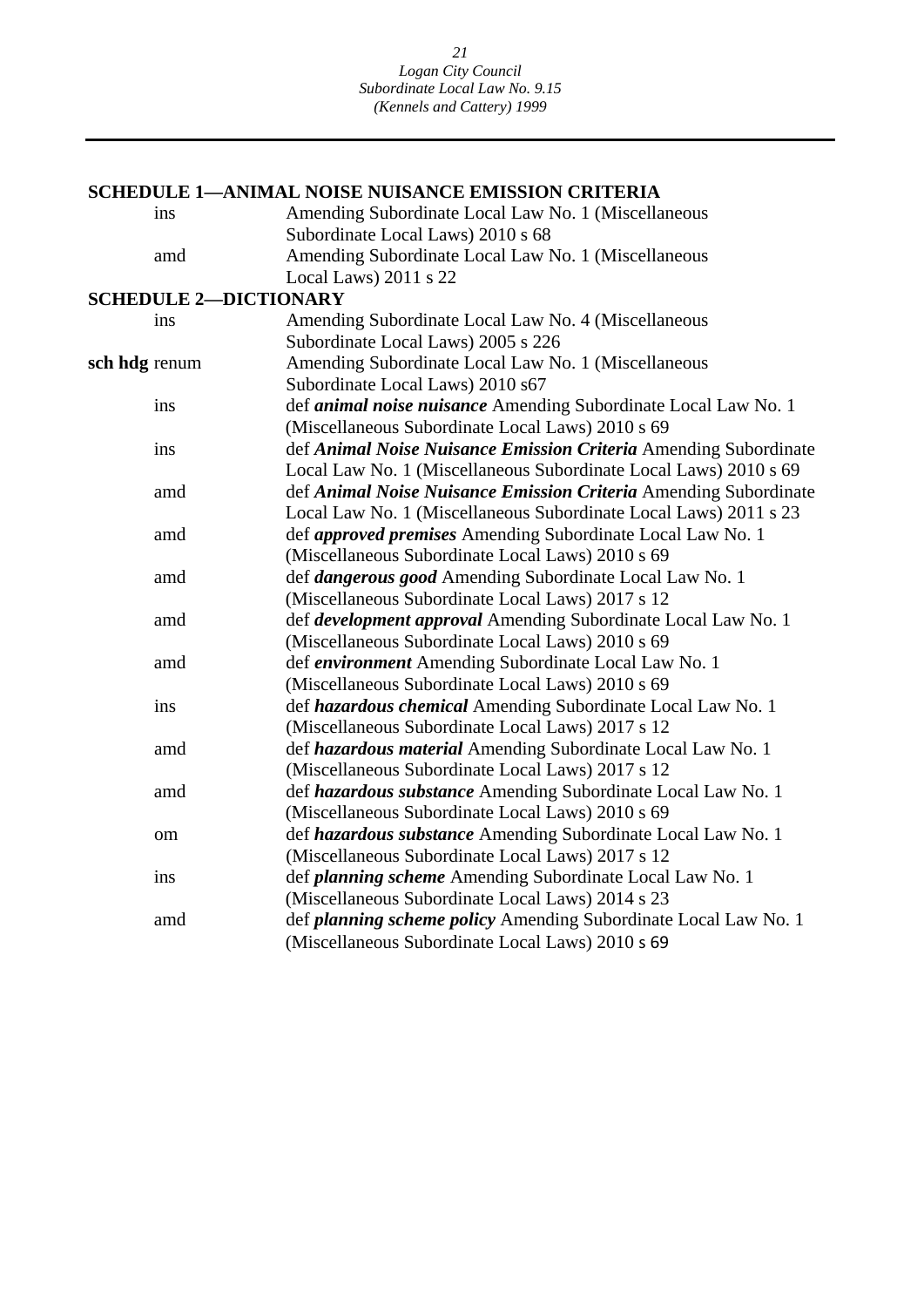**SCHEDULE 1—ANIMAL NOISE NUISANCE EMISSION CRITERIA**

| | |
|---|---|
| ins | Amending Subordinate Local Law No. 1 (Miscellaneous Subordinate Local Laws) 2010 s 68 |
| amd | Amending Subordinate Local Law No. 1 (Miscellaneous Local Laws) 2011 s 22 |

**SCHEDULE 2—DICTIONARY**

| | |
|---|---|
| ins | Amending Subordinate Local Law No. 4 (Miscellaneous Subordinate Local Laws) 2005 s 226 |
| **sch hdg** renum | Amending Subordinate Local Law No. 1 (Miscellaneous Subordinate Local Laws) 2010 s67 |
| ins | def ***animal noise nuisance*** Amending Subordinate Local Law No. 1 (Miscellaneous Subordinate Local Laws) 2010 s 69 |
| ins | def ***Animal Noise Nuisance Emission Criteria*** Amending Subordinate Local Law No. 1 (Miscellaneous Subordinate Local Laws) 2010 s 69 |
| amd | def ***Animal Noise Nuisance Emission Criteria*** Amending Subordinate Local Law No. 1 (Miscellaneous Subordinate Local Laws) 2011 s 23 |
| amd | def ***approved premises*** Amending Subordinate Local Law No. 1 (Miscellaneous Subordinate Local Laws) 2010 s 69 |
| amd | def ***dangerous good*** Amending Subordinate Local Law No. 1 (Miscellaneous Subordinate Local Laws) 2017 s 12 |
| amd | def ***development approval*** Amending Subordinate Local Law No. 1 (Miscellaneous Subordinate Local Laws) 2010 s 69 |
| amd | def ***environment*** Amending Subordinate Local Law No. 1 (Miscellaneous Subordinate Local Laws) 2010 s 69 |
| ins | def ***hazardous chemical*** Amending Subordinate Local Law No. 1 (Miscellaneous Subordinate Local Laws) 2017 s 12 |
| amd | def ***hazardous material*** Amending Subordinate Local Law No. 1 (Miscellaneous Subordinate Local Laws) 2017 s 12 |
| amd | def ***hazardous substance*** Amending Subordinate Local Law No. 1 (Miscellaneous Subordinate Local Laws) 2010 s 69 |
| om | def ***hazardous substance*** Amending Subordinate Local Law No. 1 (Miscellaneous Subordinate Local Laws) 2017 s 12 |
| ins | def ***planning scheme*** Amending Subordinate Local Law No. 1 (Miscellaneous Subordinate Local Laws) 2014 s 23 |
| amd | def ***planning scheme policy*** Amending Subordinate Local Law No. 1 (Miscellaneous Subordinate Local Laws) 2010 s 69 |